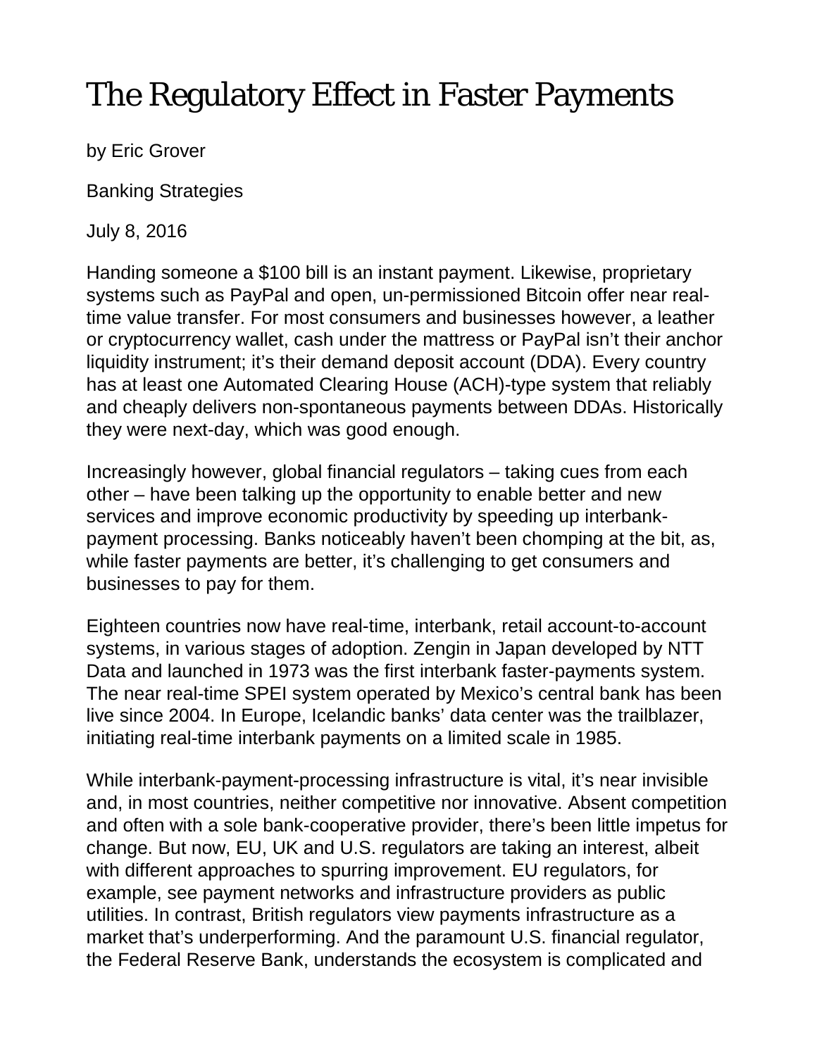# The Regulatory Effect in Faster Payments

by Eric Grover

Banking Strategies

July 8, 2016

Handing someone a $100 bill is an instant payment. Likewise, proprietary systems such as PayPal and open, un-permissioned Bitcoin offer near real-time value transfer. For most consumers and businesses however, a leather or cryptocurrency wallet, cash under the mattress or PayPal isn't their anchor liquidity instrument; it's their demand deposit account (DDA). Every country has at least one Automated Clearing House (ACH)-type system that reliably and cheaply delivers non-spontaneous payments between DDAs. Historically they were next-day, which was good enough.

Increasingly however, global financial regulators – taking cues from each other – have been talking up the opportunity to enable better and new services and improve economic productivity by speeding up interbank-payment processing. Banks noticeably haven't been chomping at the bit, as, while faster payments are better, it's challenging to get consumers and businesses to pay for them.

Eighteen countries now have real-time, interbank, retail account-to-account systems, in various stages of adoption. Zengin in Japan developed by NTT Data and launched in 1973 was the first interbank faster-payments system. The near real-time SPEI system operated by Mexico's central bank has been live since 2004. In Europe, Icelandic banks' data center was the trailblazer, initiating real-time interbank payments on a limited scale in 1985.

While interbank-payment-processing infrastructure is vital, it's near invisible and, in most countries, neither competitive nor innovative. Absent competition and often with a sole bank-cooperative provider, there's been little impetus for change. But now, EU, UK and U.S. regulators are taking an interest, albeit with different approaches to spurring improvement. EU regulators, for example, see payment networks and infrastructure providers as public utilities. In contrast, British regulators view payments infrastructure as a market that's underperforming. And the paramount U.S. financial regulator, the Federal Reserve Bank, understands the ecosystem is complicated and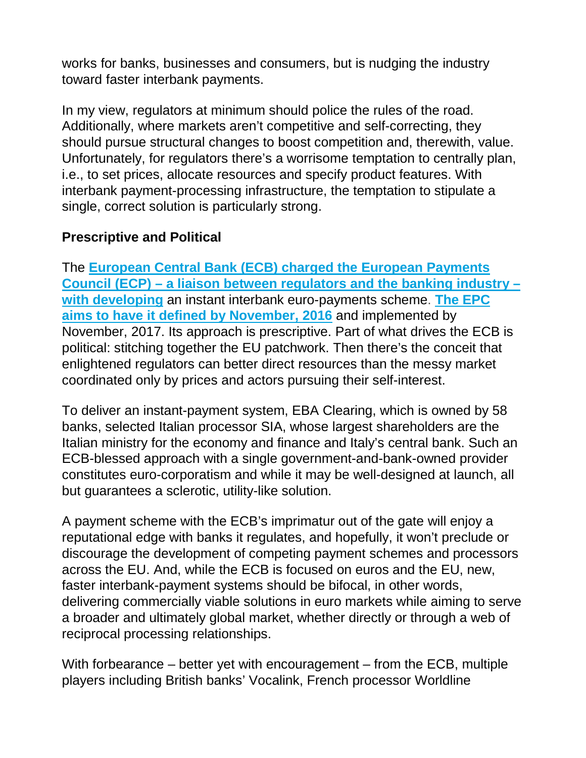works for banks, businesses and consumers, but is nudging the industry toward faster interbank payments.

In my view, regulators at minimum should police the rules of the road. Additionally, where markets aren't competitive and self-correcting, they should pursue structural changes to boost competition and, therewith, value. Unfortunately, for regulators there's a worrisome temptation to centrally plan, i.e., to set prices, allocate resources and specify product features. With interbank payment-processing infrastructure, the temptation to stipulate a single, correct solution is particularly strong.

**Prescriptive and Political**

The **European Central Bank (ECB) charged the European Payments Council (ECP) – a liaison between regulators and the banking industry – with developing** an instant interbank euro-payments scheme. **The EPC aims to have it defined by November, 2016** and implemented by November, 2017. Its approach is prescriptive. Part of what drives the ECB is political: stitching together the EU patchwork. Then there's the conceit that enlightened regulators can better direct resources than the messy market coordinated only by prices and actors pursuing their self-interest.

To deliver an instant-payment system, EBA Clearing, which is owned by 58 banks, selected Italian processor SIA, whose largest shareholders are the Italian ministry for the economy and finance and Italy's central bank. Such an ECB-blessed approach with a single government-and-bank-owned provider constitutes euro-corporatism and while it may be well-designed at launch, all but guarantees a sclerotic, utility-like solution.

A payment scheme with the ECB's imprimatur out of the gate will enjoy a reputational edge with banks it regulates, and hopefully, it won't preclude or discourage the development of competing payment schemes and processors across the EU. And, while the ECB is focused on euros and the EU, new, faster interbank-payment systems should be bifocal, in other words, delivering commercially viable solutions in euro markets while aiming to serve a broader and ultimately global market, whether directly or through a web of reciprocal processing relationships.

With forbearance – better yet with encouragement – from the ECB, multiple players including British banks' Vocalink, French processor Worldline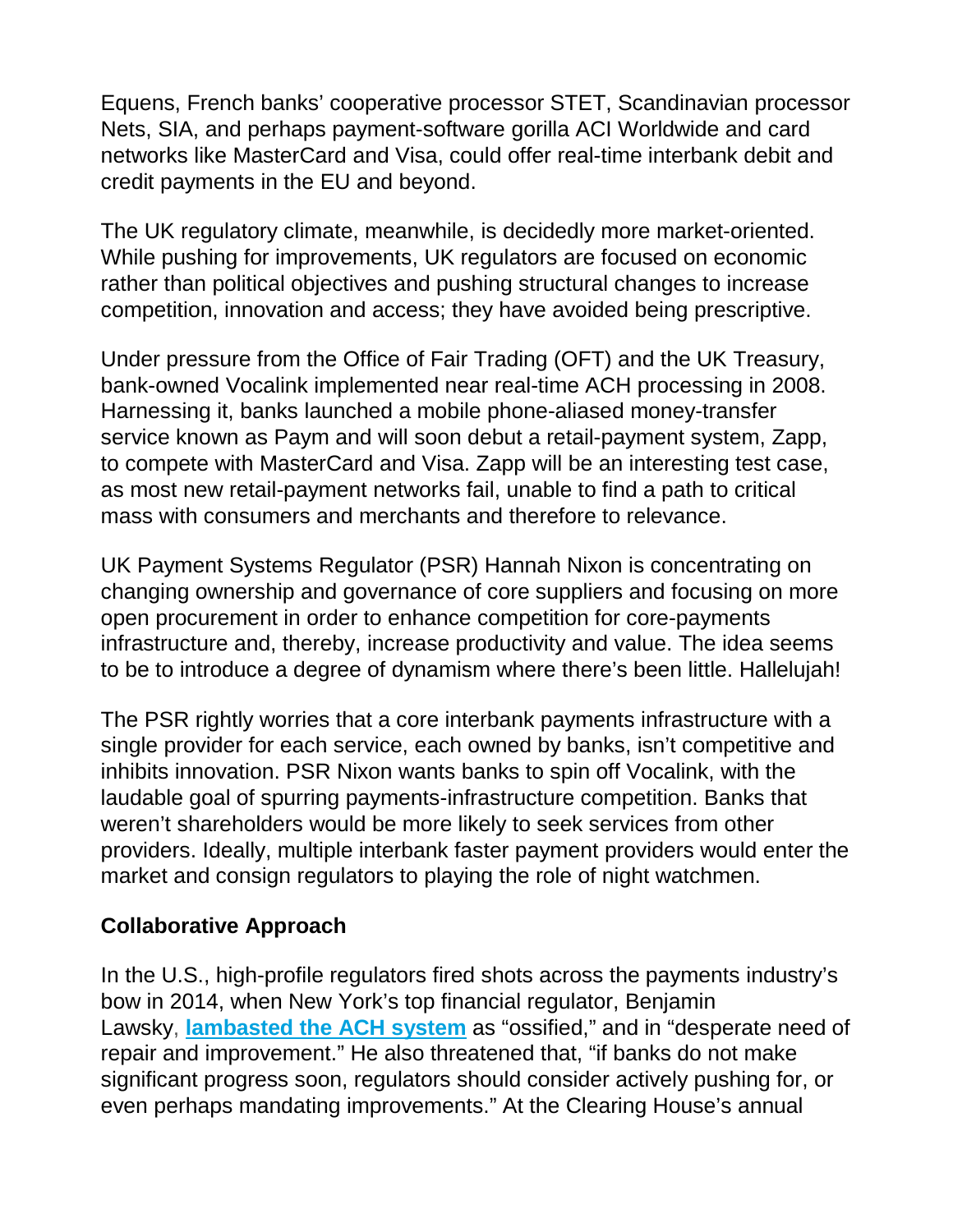Equens, French banks' cooperative processor STET, Scandinavian processor Nets, SIA, and perhaps payment-software gorilla ACI Worldwide and card networks like MasterCard and Visa, could offer real-time interbank debit and credit payments in the EU and beyond.

The UK regulatory climate, meanwhile, is decidedly more market-oriented. While pushing for improvements, UK regulators are focused on economic rather than political objectives and pushing structural changes to increase competition, innovation and access; they have avoided being prescriptive.

Under pressure from the Office of Fair Trading (OFT) and the UK Treasury, bank-owned Vocalink implemented near real-time ACH processing in 2008. Harnessing it, banks launched a mobile phone-aliased money-transfer service known as Paym and will soon debut a retail-payment system, Zapp, to compete with MasterCard and Visa. Zapp will be an interesting test case, as most new retail-payment networks fail, unable to find a path to critical mass with consumers and merchants and therefore to relevance.

UK Payment Systems Regulator (PSR) Hannah Nixon is concentrating on changing ownership and governance of core suppliers and focusing on more open procurement in order to enhance competition for core-payments infrastructure and, thereby, increase productivity and value. The idea seems to be to introduce a degree of dynamism where there's been little. Hallelujah!

The PSR rightly worries that a core interbank payments infrastructure with a single provider for each service, each owned by banks, isn't competitive and inhibits innovation. PSR Nixon wants banks to spin off Vocalink, with the laudable goal of spurring payments-infrastructure competition. Banks that weren't shareholders would be more likely to seek services from other providers. Ideally, multiple interbank faster payment providers would enter the market and consign regulators to playing the role of night watchmen.

**Collaborative Approach**

In the U.S., high-profile regulators fired shots across the payments industry's bow in 2014, when New York's top financial regulator, Benjamin Lawsky, **lambasted the ACH system** as "ossified," and in "desperate need of repair and improvement." He also threatened that, "if banks do not make significant progress soon, regulators should consider actively pushing for, or even perhaps mandating improvements." At the Clearing House's annual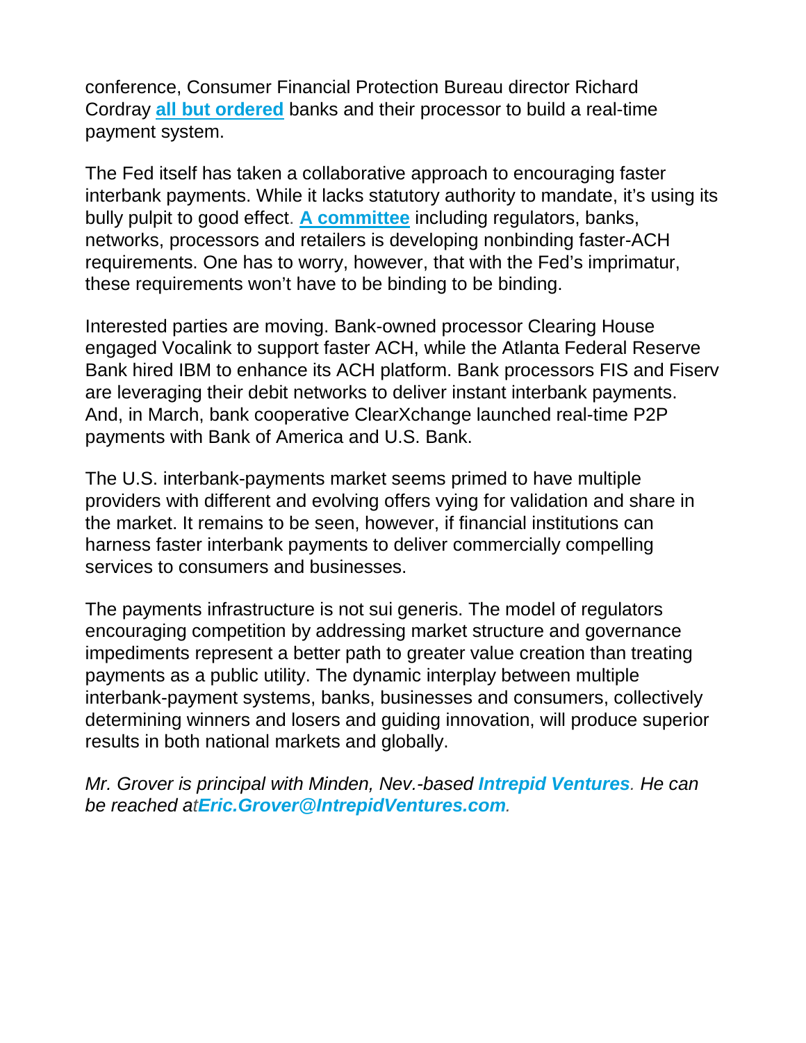conference, Consumer Financial Protection Bureau director Richard Cordray **all but ordered** banks and their processor to build a real-time payment system.

The Fed itself has taken a collaborative approach to encouraging faster interbank payments. While it lacks statutory authority to mandate, it's using its bully pulpit to good effect. **A committee** including regulators, banks, networks, processors and retailers is developing nonbinding faster-ACH requirements. One has to worry, however, that with the Fed's imprimatur, these requirements won't have to be binding to be binding.

Interested parties are moving. Bank-owned processor Clearing House engaged Vocalink to support faster ACH, while the Atlanta Federal Reserve Bank hired IBM to enhance its ACH platform. Bank processors FIS and Fiserv are leveraging their debit networks to deliver instant interbank payments. And, in March, bank cooperative ClearXchange launched real-time P2P payments with Bank of America and U.S. Bank.

The U.S. interbank-payments market seems primed to have multiple providers with different and evolving offers vying for validation and share in the market. It remains to be seen, however, if financial institutions can harness faster interbank payments to deliver commercially compelling services to consumers and businesses.

The payments infrastructure is not sui generis. The model of regulators encouraging competition by addressing market structure and governance impediments represent a better path to greater value creation than treating payments as a public utility. The dynamic interplay between multiple interbank-payment systems, banks, businesses and consumers, collectively determining winners and losers and guiding innovation, will produce superior results in both national markets and globally.

*Mr. Grover is principal with Minden, Nev.-based* ***Intrepid Ventures****. He can be reached at****Eric.Grover@IntrepidVentures.com****.*